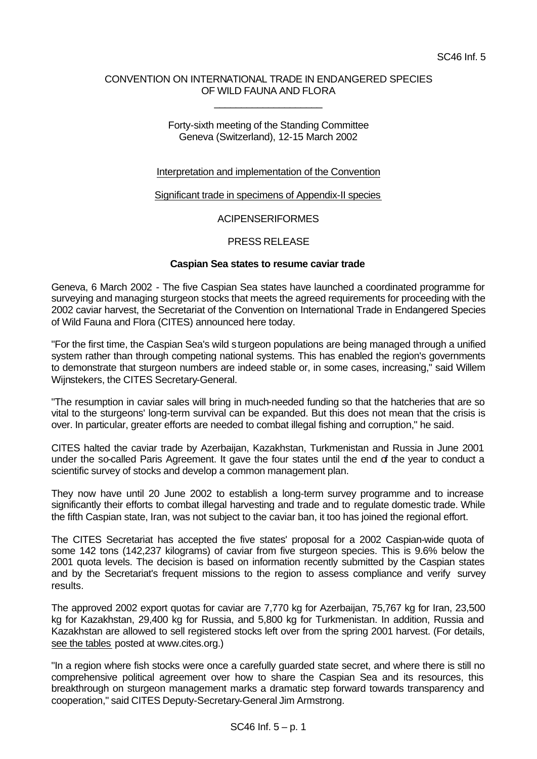SC46 Inf. 5

CONVENTION ON INTERNATIONAL TRADE IN ENDANGERED SPECIES
OF WILD FAUNA AND FLORA

____________________

Forty-sixth meeting of the Standing Committee
Geneva (Switzerland), 12-15 March 2002

Interpretation and implementation of the Convention

Significant trade in specimens of Appendix-II species

ACIPENSERIFORMES

PRESS RELEASE

**Caspian Sea states to resume caviar trade**

Geneva, 6 March 2002 - The five Caspian Sea states have launched a coordinated programme for surveying and managing sturgeon stocks that meets the agreed requirements for proceeding with the 2002 caviar harvest, the Secretariat of the Convention on International Trade in Endangered Species of Wild Fauna and Flora (CITES) announced here today.

"For the first time, the Caspian Sea's wild sturgeon populations are being managed through a unified system rather than through competing national systems. This has enabled the region's governments to demonstrate that sturgeon numbers are indeed stable or, in some cases, increasing," said Willem Wijnstekers, the CITES Secretary-General.

"The resumption in caviar sales will bring in much-needed funding so that the hatcheries that are so vital to the sturgeons' long-term survival can be expanded. But this does not mean that the crisis is over. In particular, greater efforts are needed to combat illegal fishing and corruption," he said.

CITES halted the caviar trade by Azerbaijan, Kazakhstan, Turkmenistan and Russia in June 2001 under the so-called Paris Agreement. It gave the four states until the end of the year to conduct a scientific survey of stocks and develop a common management plan.

They now have until 20 June 2002 to establish a long-term survey programme and to increase significantly their efforts to combat illegal harvesting and trade and to regulate domestic trade. While the fifth Caspian state, Iran, was not subject to the caviar ban, it too has joined the regional effort.

The CITES Secretariat has accepted the five states' proposal for a 2002 Caspian-wide quota of some 142 tons (142,237 kilograms) of caviar from five sturgeon species. This is 9.6% below the 2001 quota levels. The decision is based on information recently submitted by the Caspian states and by the Secretariat's frequent missions to the region to assess compliance and verify survey results.

The approved 2002 export quotas for caviar are 7,770 kg for Azerbaijan, 75,767 kg for Iran, 23,500 kg for Kazakhstan, 29,400 kg for Russia, and 5,800 kg for Turkmenistan. In addition, Russia and Kazakhstan are allowed to sell registered stocks left over from the spring 2001 harvest. (For details, see the tables posted at www.cites.org.)

"In a region where fish stocks were once a carefully guarded state secret, and where there is still no comprehensive political agreement over how to share the Caspian Sea and its resources, this breakthrough on sturgeon management marks a dramatic step forward towards transparency and cooperation," said CITES Deputy-Secretary-General Jim Armstrong.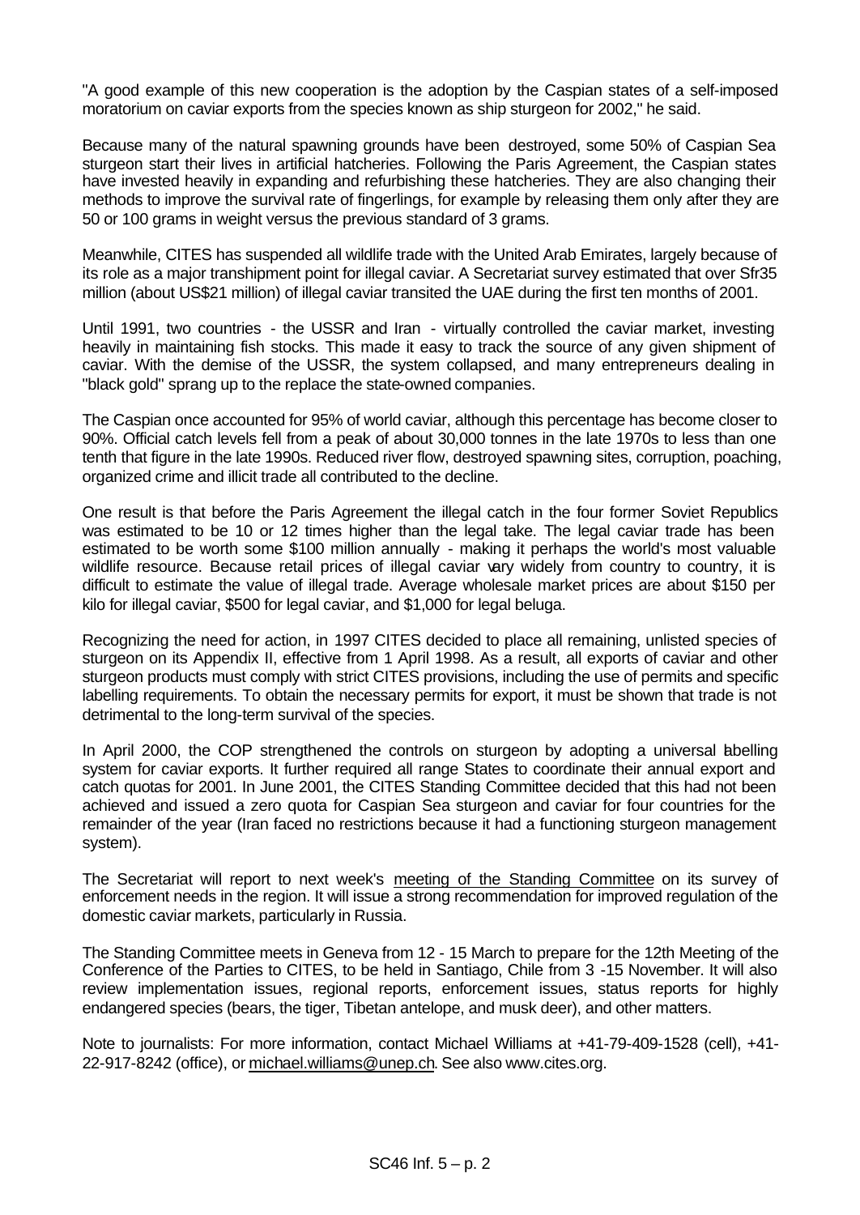"A good example of this new cooperation is the adoption by the Caspian states of a self-imposed moratorium on caviar exports from the species known as ship sturgeon for 2002," he said.

Because many of the natural spawning grounds have been destroyed, some 50% of Caspian Sea sturgeon start their lives in artificial hatcheries. Following the Paris Agreement, the Caspian states have invested heavily in expanding and refurbishing these hatcheries. They are also changing their methods to improve the survival rate of fingerlings, for example by releasing them only after they are 50 or 100 grams in weight versus the previous standard of 3 grams.

Meanwhile, CITES has suspended all wildlife trade with the United Arab Emirates, largely because of its role as a major transhipment point for illegal caviar. A Secretariat survey estimated that over Sfr35 million (about US$21 million) of illegal caviar transited the UAE during the first ten months of 2001.

Until 1991, two countries - the USSR and Iran - virtually controlled the caviar market, investing heavily in maintaining fish stocks. This made it easy to track the source of any given shipment of caviar. With the demise of the USSR, the system collapsed, and many entrepreneurs dealing in "black gold" sprang up to the replace the state-owned companies.

The Caspian once accounted for 95% of world caviar, although this percentage has become closer to 90%. Official catch levels fell from a peak of about 30,000 tonnes in the late 1970s to less than one tenth that figure in the late 1990s. Reduced river flow, destroyed spawning sites, corruption, poaching, organized crime and illicit trade all contributed to the decline.

One result is that before the Paris Agreement the illegal catch in the four former Soviet Republics was estimated to be 10 or 12 times higher than the legal take. The legal caviar trade has been estimated to be worth some $100 million annually - making it perhaps the world's most valuable wildlife resource. Because retail prices of illegal caviar vary widely from country to country, it is difficult to estimate the value of illegal trade. Average wholesale market prices are about $150 per kilo for illegal caviar, $500 for legal caviar, and $1,000 for legal beluga.

Recognizing the need for action, in 1997 CITES decided to place all remaining, unlisted species of sturgeon on its Appendix II, effective from 1 April 1998. As a result, all exports of caviar and other sturgeon products must comply with strict CITES provisions, including the use of permits and specific labelling requirements. To obtain the necessary permits for export, it must be shown that trade is not detrimental to the long-term survival of the species.

In April 2000, the COP strengthened the controls on sturgeon by adopting a universal labelling system for caviar exports. It further required all range States to coordinate their annual export and catch quotas for 2001. In June 2001, the CITES Standing Committee decided that this had not been achieved and issued a zero quota for Caspian Sea sturgeon and caviar for four countries for the remainder of the year (Iran faced no restrictions because it had a functioning sturgeon management system).

The Secretariat will report to next week's meeting of the Standing Committee on its survey of enforcement needs in the region. It will issue a strong recommendation for improved regulation of the domestic caviar markets, particularly in Russia.

The Standing Committee meets in Geneva from 12 - 15 March to prepare for the 12th Meeting of the Conference of the Parties to CITES, to be held in Santiago, Chile from 3 -15 November. It will also review implementation issues, regional reports, enforcement issues, status reports for highly endangered species (bears, the tiger, Tibetan antelope, and musk deer), and other matters.

Note to journalists: For more information, contact Michael Williams at +41-79-409-1528 (cell), +41-22-917-8242 (office), or michael.williams@unep.ch. See also www.cites.org.